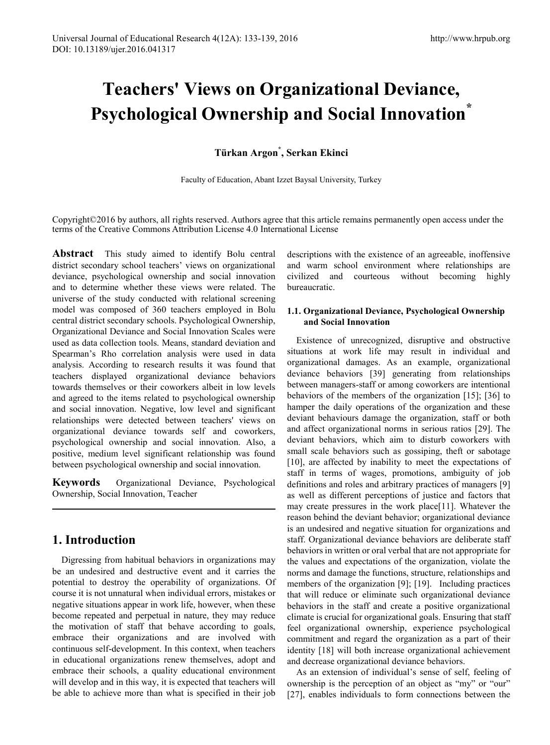# Teachers' Views on Organizational Deviance, Psychological Ownership and Social Innovation*

**Türkan Argon*, Serkan Ekinci**

Faculty of Education, Abant Izzet Baysal University, Turkey

Copyright©2016 by authors, all rights reserved. Authors agree that this article remains permanently open access under the terms of the Creative Commons Attribution License 4.0 International License

**Abstract** This study aimed to identify Bolu central district secondary school teachers' views on organizational deviance, psychological ownership and social innovation and to determine whether these views were related. The universe of the study conducted with relational screening model was composed of 360 teachers employed in Bolu central district secondary schools. Psychological Ownership, Organizational Deviance and Social Innovation Scales were used as data collection tools. Means, standard deviation and Spearman's Rho correlation analysis were used in data analysis. According to research results it was found that teachers displayed organizational deviance behaviors towards themselves or their coworkers albeit in low levels and agreed to the items related to psychological ownership and social innovation. Negative, low level and significant relationships were detected between teachers' views on organizational deviance towards self and coworkers, psychological ownership and social innovation. Also, a positive, medium level significant relationship was found between psychological ownership and social innovation.

**Keywords** Organizational Deviance, Psychological Ownership, Social Innovation, Teacher

## 1. Introduction

Digressing from habitual behaviors in organizations may be an undesired and destructive event and it carries the potential to destroy the operability of organizations. Of course it is not unnatural when individual errors, mistakes or negative situations appear in work life, however, when these become repeated and perpetual in nature, they may reduce the motivation of staff that behave according to goals, embrace their organizations and are involved with continuous self-development. In this context, when teachers in educational organizations renew themselves, adopt and embrace their schools, a quality educational environment will develop and in this way, it is expected that teachers will be able to achieve more than what is specified in their job descriptions with the existence of an agreeable, inoffensive and warm school environment where relationships are civilized and courteous without becoming highly bureaucratic.

### 1.1. Organizational Deviance, Psychological Ownership and Social Innovation

Existence of unrecognized, disruptive and obstructive situations at work life may result in individual and organizational damages. As an example, organizational deviance behaviors [39] generating from relationships between managers-staff or among coworkers are intentional behaviors of the members of the organization [15]; [36] to hamper the daily operations of the organization and these deviant behaviours damage the organization, staff or both and affect organizational norms in serious ratios [29]. The deviant behaviors, which aim to disturb coworkers with small scale behaviors such as gossiping, theft or sabotage [10], are affected by inability to meet the expectations of staff in terms of wages, promotions, ambiguity of job definitions and roles and arbitrary practices of managers [9] as well as different perceptions of justice and factors that may create pressures in the work place[11]. Whatever the reason behind the deviant behavior; organizational deviance is an undesired and negative situation for organizations and staff. Organizational deviance behaviors are deliberate staff behaviors in written or oral verbal that are not appropriate for the values and expectations of the organization, violate the norms and damage the functions, structure, relationships and members of the organization [9]; [19]. Including practices that will reduce or eliminate such organizational deviance behaviors in the staff and create a positive organizational climate is crucial for organizational goals. Ensuring that staff feel organizational ownership, experience psychological commitment and regard the organization as a part of their identity [18] will both increase organizational achievement and decrease organizational deviance behaviors.

As an extension of individual's sense of self, feeling of ownership is the perception of an object as "my" or "our" [27], enables individuals to form connections between the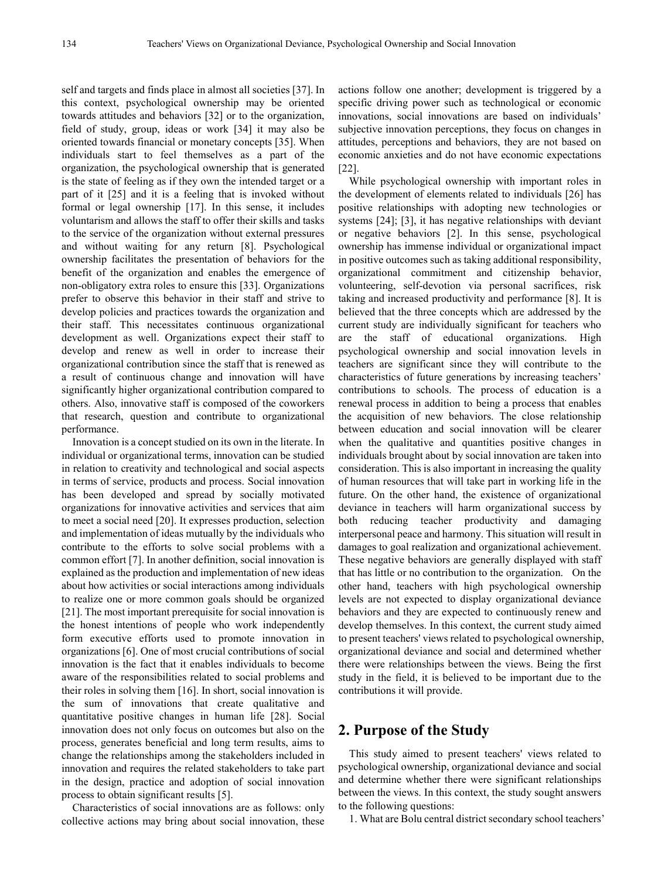self and targets and finds place in almost all societies [37]. In this context, psychological ownership may be oriented towards attitudes and behaviors [32] or to the organization, field of study, group, ideas or work [34] it may also be oriented towards financial or monetary concepts [35]. When individuals start to feel themselves as a part of the organization, the psychological ownership that is generated is the state of feeling as if they own the intended target or a part of it [25] and it is a feeling that is invoked without formal or legal ownership [17]. In this sense, it includes voluntarism and allows the staff to offer their skills and tasks to the service of the organization without external pressures and without waiting for any return [8]. Psychological ownership facilitates the presentation of behaviors for the benefit of the organization and enables the emergence of non-obligatory extra roles to ensure this [33]. Organizations prefer to observe this behavior in their staff and strive to develop policies and practices towards the organization and their staff. This necessitates continuous organizational development as well. Organizations expect their staff to develop and renew as well in order to increase their organizational contribution since the staff that is renewed as a result of continuous change and innovation will have significantly higher organizational contribution compared to others. Also, innovative staff is composed of the coworkers that research, question and contribute to organizational performance.

Innovation is a concept studied on its own in the literate. In individual or organizational terms, innovation can be studied in relation to creativity and technological and social aspects in terms of service, products and process. Social innovation has been developed and spread by socially motivated organizations for innovative activities and services that aim to meet a social need [20]. It expresses production, selection and implementation of ideas mutually by the individuals who contribute to the efforts to solve social problems with a common effort [7]. In another definition, social innovation is explained as the production and implementation of new ideas about how activities or social interactions among individuals to realize one or more common goals should be organized [21]. The most important prerequisite for social innovation is the honest intentions of people who work independently form executive efforts used to promote innovation in organizations [6]. One of most crucial contributions of social innovation is the fact that it enables individuals to become aware of the responsibilities related to social problems and their roles in solving them [16]. In short, social innovation is the sum of innovations that create qualitative and quantitative positive changes in human life [28]. Social innovation does not only focus on outcomes but also on the process, generates beneficial and long term results, aims to change the relationships among the stakeholders included in innovation and requires the related stakeholders to take part in the design, practice and adoption of social innovation process to obtain significant results [5].

Characteristics of social innovations are as follows: only collective actions may bring about social innovation, these actions follow one another; development is triggered by a specific driving power such as technological or economic innovations, social innovations are based on individuals' subjective innovation perceptions, they focus on changes in attitudes, perceptions and behaviors, they are not based on economic anxieties and do not have economic expectations [22].

While psychological ownership with important roles in the development of elements related to individuals [26] has positive relationships with adopting new technologies or systems [24]; [3], it has negative relationships with deviant or negative behaviors [2]. In this sense, psychological ownership has immense individual or organizational impact in positive outcomes such as taking additional responsibility, organizational commitment and citizenship behavior, volunteering, self-devotion via personal sacrifices, risk taking and increased productivity and performance [8]. It is believed that the three concepts which are addressed by the current study are individually significant for teachers who are the staff of educational organizations. High psychological ownership and social innovation levels in teachers are significant since they will contribute to the characteristics of future generations by increasing teachers' contributions to schools. The process of education is a renewal process in addition to being a process that enables the acquisition of new behaviors. The close relationship between education and social innovation will be clearer when the qualitative and quantities positive changes in individuals brought about by social innovation are taken into consideration. This is also important in increasing the quality of human resources that will take part in working life in the future. On the other hand, the existence of organizational deviance in teachers will harm organizational success by both reducing teacher productivity and damaging interpersonal peace and harmony. This situation will result in damages to goal realization and organizational achievement. These negative behaviors are generally displayed with staff that has little or no contribution to the organization. On the other hand, teachers with high psychological ownership levels are not expected to display organizational deviance behaviors and they are expected to continuously renew and develop themselves. In this context, the current study aimed to present teachers' views related to psychological ownership, organizational deviance and social and determined whether there were relationships between the views. Being the first study in the field, it is believed to be important due to the contributions it will provide.

## 2. Purpose of the Study

This study aimed to present teachers' views related to psychological ownership, organizational deviance and social and determine whether there were significant relationships between the views. In this context, the study sought answers to the following questions:

1. What are Bolu central district secondary school teachers'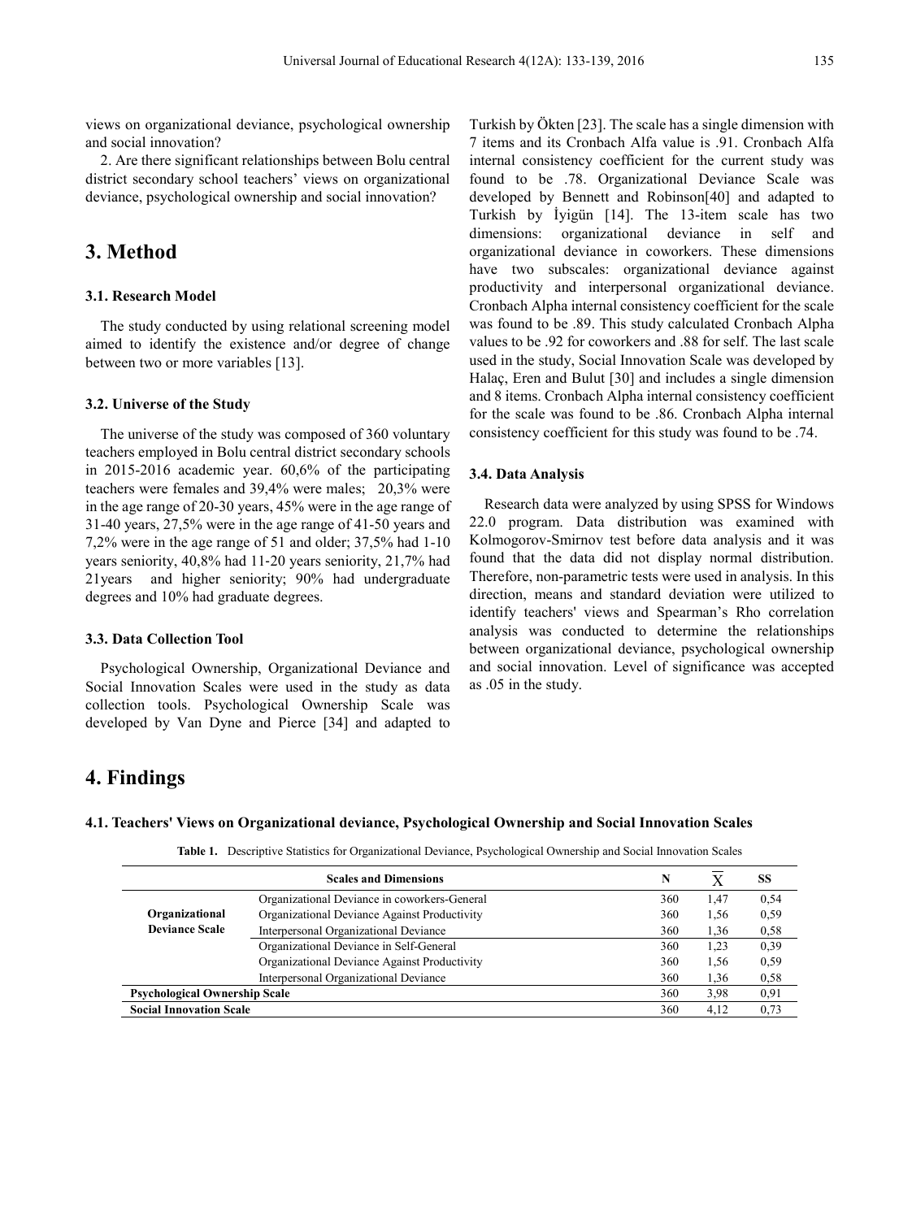views on organizational deviance, psychological ownership and social innovation?

2. Are there significant relationships between Bolu central district secondary school teachers' views on organizational deviance, psychological ownership and social innovation?

# 3. Method

### 3.1. Research Model

The study conducted by using relational screening model aimed to identify the existence and/or degree of change between two or more variables [13].

### 3.2. Universe of the Study

The universe of the study was composed of 360 voluntary teachers employed in Bolu central district secondary schools in 2015-2016 academic year. 60,6% of the participating teachers were females and 39,4% were males; 20,3% were in the age range of 20-30 years, 45% were in the age range of 31-40 years, 27,5% were in the age range of 41-50 years and 7,2% were in the age range of 51 and older; 37,5% had 1-10 years seniority, 40,8% had 11-20 years seniority, 21,7% had 21years and higher seniority; 90% had undergraduate degrees and 10% had graduate degrees.

### 3.3. Data Collection Tool

Psychological Ownership, Organizational Deviance and Social Innovation Scales were used in the study as data collection tools. Psychological Ownership Scale was developed by Van Dyne and Pierce [34] and adapted to Turkish by Ökten [23]. The scale has a single dimension with 7 items and its Cronbach Alfa value is .91. Cronbach Alfa internal consistency coefficient for the current study was found to be .78. Organizational Deviance Scale was developed by Bennett and Robinson[40] and adapted to Turkish by İyigün [14]. The 13-item scale has two dimensions: organizational deviance in self and organizational deviance in coworkers. These dimensions have two subscales: organizational deviance against productivity and interpersonal organizational deviance. Cronbach Alpha internal consistency coefficient for the scale was found to be .89. This study calculated Cronbach Alpha values to be .92 for coworkers and .88 for self. The last scale used in the study, Social Innovation Scale was developed by Halaç, Eren and Bulut [30] and includes a single dimension and 8 items. Cronbach Alpha internal consistency coefficient for the scale was found to be .86. Cronbach Alpha internal consistency coefficient for this study was found to be .74.

### 3.4. Data Analysis

Research data were analyzed by using SPSS for Windows 22.0 program. Data distribution was examined with Kolmogorov-Smirnov test before data analysis and it was found that the data did not display normal distribution. Therefore, non-parametric tests were used in analysis. In this direction, means and standard deviation were utilized to identify teachers' views and Spearman's Rho correlation analysis was conducted to determine the relationships between organizational deviance, psychological ownership and social innovation. Level of significance was accepted as .05 in the study.

# 4. Findings

### 4.1. Teachers' Views on Organizational deviance, Psychological Ownership and Social Innovation Scales

**Table 1.** Descriptive Statistics for Organizational Deviance, Psychological Ownership and Social Innovation Scales

| Scales and Dimensions | | N | $\bar{X}$ | SS |
|---|---|---|---|---|
| **Organizational Deviance Scale** | Organizational Deviance in coworkers-General | 360 | 1,47 | 0,54 |
| | Organizational Deviance Against Productivity | 360 | 1,56 | 0,59 |
| | Interpersonal Organizational Deviance | 360 | 1,36 | 0,58 |
| | Organizational Deviance in Self-General | 360 | 1,23 | 0,39 |
| | Organizational Deviance Against Productivity | 360 | 1,56 | 0,59 |
| | Interpersonal Organizational Deviance | 360 | 1,36 | 0,58 |
| **Psychological Ownership Scale** | | 360 | 3,98 | 0,91 |
| **Social Innovation Scale** | | 360 | 4,12 | 0,73 |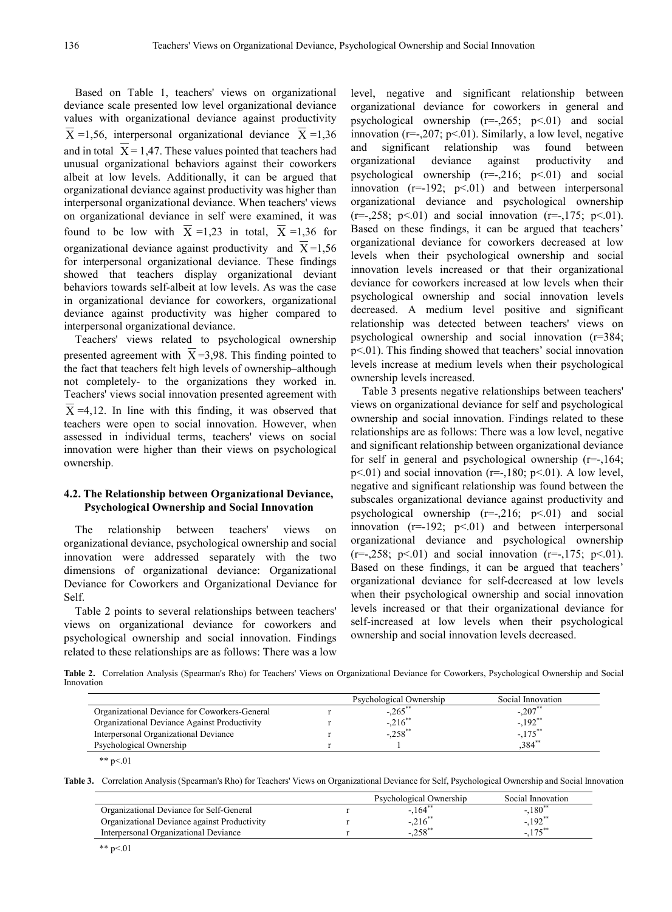Based on Table 1, teachers' views on organizational deviance scale presented low level organizational deviance values with organizational deviance against productivity $\overline{X}$ =1,56, interpersonal organizational deviance $\overline{X}$ =1,36 and in total $\overline{X}$ = 1,47. These values pointed that teachers had unusual organizational behaviors against their coworkers albeit at low levels. Additionally, it can be argued that organizational deviance against productivity was higher than interpersonal organizational deviance. When teachers' views on organizational deviance in self were examined, it was found to be low with $\overline{X}$ =1,23 in total, $\overline{X}$ =1,36 for organizational deviance against productivity and $\overline{X}$=1,56 for interpersonal organizational deviance. These findings showed that teachers display organizational deviant behaviors towards self-albeit at low levels. As was the case in organizational deviance for coworkers, organizational deviance against productivity was higher compared to interpersonal organizational deviance.

Teachers' views related to psychological ownership presented agreement with $\overline{X}$=3,98. This finding pointed to the fact that teachers felt high levels of ownership–although not completely- to the organizations they worked in. Teachers' views social innovation presented agreement with $\overline{X}$=4,12. In line with this finding, it was observed that teachers were open to social innovation. However, when assessed in individual terms, teachers' views on social innovation were higher than their views on psychological ownership.

### 4.2. The Relationship between Organizational Deviance, Psychological Ownership and Social Innovation

The relationship between teachers' views on organizational deviance, psychological ownership and social innovation were addressed separately with the two dimensions of organizational deviance: Organizational Deviance for Coworkers and Organizational Deviance for Self.

Table 2 points to several relationships between teachers' views on organizational deviance for coworkers and psychological ownership and social innovation. Findings related to these relationships are as follows: There was a low level, negative and significant relationship between organizational deviance for coworkers in general and psychological ownership (r=-,265; p<.01) and social innovation (r=-,207; p<.01). Similarly, a low level, negative and significant relationship was found between organizational deviance against productivity and psychological ownership (r=-,216; p<.01) and social innovation (r=-192; p<.01) and between interpersonal organizational deviance and psychological ownership (r=-,258; p<.01) and social innovation (r=-,175; p<.01). Based on these findings, it can be argued that teachers' organizational deviance for coworkers decreased at low levels when their psychological ownership and social innovation levels increased or that their organizational deviance for coworkers increased at low levels when their psychological ownership and social innovation levels decreased. A medium level positive and significant relationship was detected between teachers' views on psychological ownership and social innovation (r=384; p<.01). This finding showed that teachers' social innovation levels increase at medium levels when their psychological ownership levels increased.

Table 3 presents negative relationships between teachers' views on organizational deviance for self and psychological ownership and social innovation. Findings related to these relationships are as follows: There was a low level, negative and significant relationship between organizational deviance for self in general and psychological ownership (r=-,164; p<.01) and social innovation (r=-,180; p<.01). A low level, negative and significant relationship was found between the subscales organizational deviance against productivity and psychological ownership (r=-,216; p<.01) and social innovation (r=-192; p<.01) and between interpersonal organizational deviance and psychological ownership (r=-,258; p<.01) and social innovation (r=-,175; p<.01). Based on these findings, it can be argued that teachers' organizational deviance for self-decreased at low levels when their psychological ownership and social innovation levels increased or that their organizational deviance for self-increased at low levels when their psychological ownership and social innovation levels decreased.

**Table 2.** Correlation Analysis (Spearman's Rho) for Teachers' Views on Organizational Deviance for Coworkers, Psychological Ownership and Social Innovation

| | | Psychological Ownership | Social Innovation |
|---|---|---|---|
| Organizational Deviance for Coworkers-General | r | -,265** | -,207** |
| Organizational Deviance Against Productivity | r | -,216** | -,192** |
| Interpersonal Organizational Deviance | r | -,258** | -,175** |
| Psychological Ownership | r | 1 | ,384** |

** p<.01

**Table 3.** Correlation Analysis (Spearman's Rho) for Teachers' Views on Organizational Deviance for Self, Psychological Ownership and Social Innovation

| | | Psychological Ownership | Social Innovation |
|---|---|---|---|
| Organizational Deviance for Self-General | r | -,164** | -,180** |
| Organizational Deviance against Productivity | r | -,216** | -,192** |
| Interpersonal Organizational Deviance | r | -,258** | -,175** |

** p<.01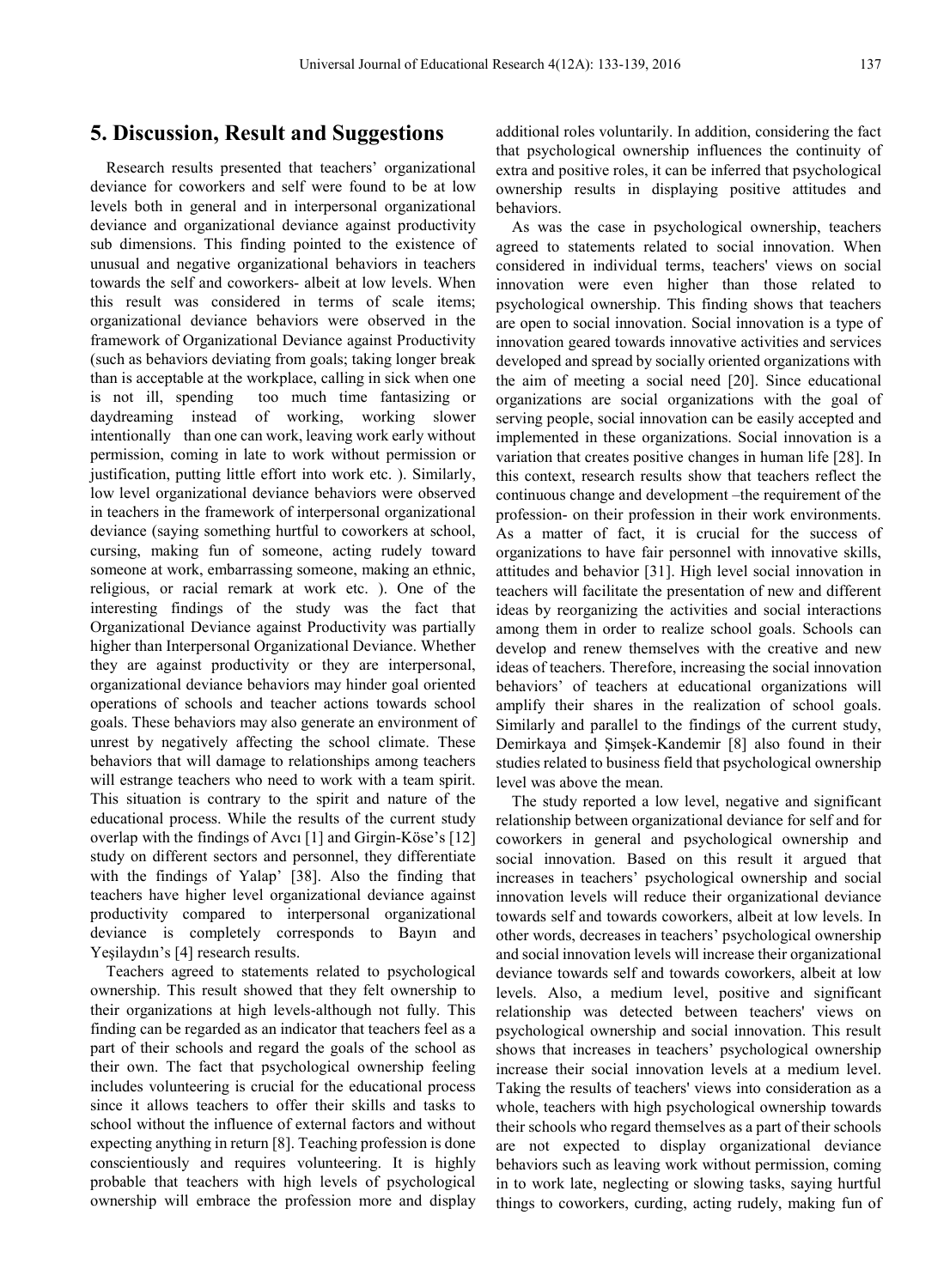## 5. Discussion, Result and Suggestions

Research results presented that teachers' organizational deviance for coworkers and self were found to be at low levels both in general and in interpersonal organizational deviance and organizational deviance against productivity sub dimensions. This finding pointed to the existence of unusual and negative organizational behaviors in teachers towards the self and coworkers- albeit at low levels. When this result was considered in terms of scale items; organizational deviance behaviors were observed in the framework of Organizational Deviance against Productivity (such as behaviors deviating from goals; taking longer break than is acceptable at the workplace, calling in sick when one is not ill, spending too much time fantasizing or daydreaming instead of working, working slower intentionally than one can work, leaving work early without permission, coming in late to work without permission or justification, putting little effort into work etc. ). Similarly, low level organizational deviance behaviors were observed in teachers in the framework of interpersonal organizational deviance (saying something hurtful to coworkers at school, cursing, making fun of someone, acting rudely toward someone at work, embarrassing someone, making an ethnic, religious, or racial remark at work etc. ). One of the interesting findings of the study was the fact that Organizational Deviance against Productivity was partially higher than Interpersonal Organizational Deviance. Whether they are against productivity or they are interpersonal, organizational deviance behaviors may hinder goal oriented operations of schools and teacher actions towards school goals. These behaviors may also generate an environment of unrest by negatively affecting the school climate. These behaviors that will damage to relationships among teachers will estrange teachers who need to work with a team spirit. This situation is contrary to the spirit and nature of the educational process. While the results of the current study overlap with the findings of Avcı [1] and Girgin-Köse's [12] study on different sectors and personnel, they differentiate with the findings of Yalap' [38]. Also the finding that teachers have higher level organizational deviance against productivity compared to interpersonal organizational deviance is completely corresponds to Bayın and Yeşilaydın's [4] research results.

Teachers agreed to statements related to psychological ownership. This result showed that they felt ownership to their organizations at high levels-although not fully. This finding can be regarded as an indicator that teachers feel as a part of their schools and regard the goals of the school as their own. The fact that psychological ownership feeling includes volunteering is crucial for the educational process since it allows teachers to offer their skills and tasks to school without the influence of external factors and without expecting anything in return [8]. Teaching profession is done conscientiously and requires volunteering. It is highly probable that teachers with high levels of psychological ownership will embrace the profession more and display additional roles voluntarily. In addition, considering the fact that psychological ownership influences the continuity of extra and positive roles, it can be inferred that psychological ownership results in displaying positive attitudes and behaviors.

As was the case in psychological ownership, teachers agreed to statements related to social innovation. When considered in individual terms, teachers' views on social innovation were even higher than those related to psychological ownership. This finding shows that teachers are open to social innovation. Social innovation is a type of innovation geared towards innovative activities and services developed and spread by socially oriented organizations with the aim of meeting a social need [20]. Since educational organizations are social organizations with the goal of serving people, social innovation can be easily accepted and implemented in these organizations. Social innovation is a variation that creates positive changes in human life [28]. In this context, research results show that teachers reflect the continuous change and development –the requirement of the profession- on their profession in their work environments. As a matter of fact, it is crucial for the success of organizations to have fair personnel with innovative skills, attitudes and behavior [31]. High level social innovation in teachers will facilitate the presentation of new and different ideas by reorganizing the activities and social interactions among them in order to realize school goals. Schools can develop and renew themselves with the creative and new ideas of teachers. Therefore, increasing the social innovation behaviors' of teachers at educational organizations will amplify their shares in the realization of school goals. Similarly and parallel to the findings of the current study, Demirkaya and Şimşek-Kandemir [8] also found in their studies related to business field that psychological ownership level was above the mean.

The study reported a low level, negative and significant relationship between organizational deviance for self and for coworkers in general and psychological ownership and social innovation. Based on this result it argued that increases in teachers' psychological ownership and social innovation levels will reduce their organizational deviance towards self and towards coworkers, albeit at low levels. In other words, decreases in teachers' psychological ownership and social innovation levels will increase their organizational deviance towards self and towards coworkers, albeit at low levels. Also, a medium level, positive and significant relationship was detected between teachers' views on psychological ownership and social innovation. This result shows that increases in teachers' psychological ownership increase their social innovation levels at a medium level. Taking the results of teachers' views into consideration as a whole, teachers with high psychological ownership towards their schools who regard themselves as a part of their schools are not expected to display organizational deviance behaviors such as leaving work without permission, coming in to work late, neglecting or slowing tasks, saying hurtful things to coworkers, curding, acting rudely, making fun of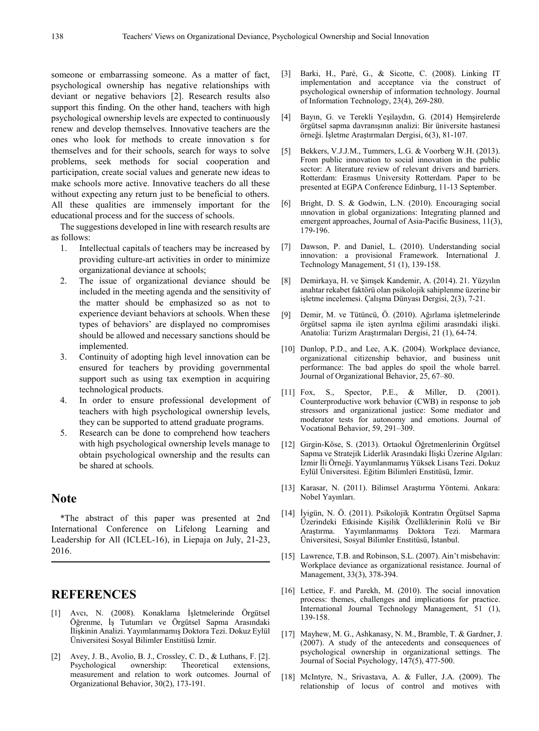someone or embarrassing someone. As a matter of fact, psychological ownership has negative relationships with deviant or negative behaviors [2]. Research results also support this finding. On the other hand, teachers with high psychological ownership levels are expected to continuously renew and develop themselves. Innovative teachers are the ones who look for methods to create innovation s for themselves and for their schools, search for ways to solve problems, seek methods for social cooperation and participation, create social values and generate new ideas to make schools more active. Innovative teachers do all these without expecting any return just to be beneficial to others. All these qualities are immensely important for the educational process and for the success of schools.

The suggestions developed in line with research results are as follows:

1. Intellectual capitals of teachers may be increased by providing culture-art activities in order to minimize organizational deviance at schools;
2. The issue of organizational deviance should be included in the meeting agenda and the sensitivity of the matter should be emphasized so as not to experience deviant behaviors at schools. When these types of behaviors' are displayed no compromises should be allowed and necessary sanctions should be implemented.
3. Continuity of adopting high level innovation can be ensured for teachers by providing governmental support such as using tax exemption in acquiring technological products.
4. In order to ensure professional development of teachers with high psychological ownership levels, they can be supported to attend graduate programs.
5. Research can be done to comprehend how teachers with high psychological ownership levels manage to obtain psychological ownership and the results can be shared at schools.

## Note

*The abstract of this paper was presented at 2nd International Conference on Lifelong Learning and Leadership for All (ICLEL-16), in Liepaja on July, 21-23, 2016.

## REFERENCES

[1] Avcı, N. (2008). Konaklama İşletmelerinde Örgütsel Öğrenme, İş Tutumları ve Örgütsel Sapma Arasındaki İlişkinin Analizi. Yayımlanmamış Doktora Tezi. Dokuz Eylül Üniversitesi Sosyal Bilimler Enstitüsü İzmir.

[2] Avey, J. B., Avolio, B. J., Crossley, C. D., & Luthans, F. [2]. Psychological ownership: Theoretical extensions, measurement and relation to work outcomes. Journal of Organizational Behavior, 30(2), 173-191.

[3] Barki, H., Paré, G., & Sicotte, C. (2008). Linking IT implementation and acceptance via the construct of psychological ownership of information technology. Journal of Information Technology, 23(4), 269-280.

[4] Bayın, G. ve Terekli Yeşilaydın, G. (2014) Hemşirelerde örgütsel sapma davranışının analizi: Bir üniversite hastanesi örneği. İşletme Araştırmaları Dergisi, 6(3), 81-107.

[5] Bekkers, V.J.J.M., Tummers, L.G. & Voorberg W.H. (2013). From public innovation to social innovation in the public sector: A literature review of relevant drivers and barriers. Rotterdam: Erasmus University Rotterdam. Paper to be presented at EGPA Conference Edinburg, 11-13 September.

[6] Bright, D. S. & Godwin, L.N. (2010). Encouraging social ınnovation in global organizations: Integrating planned and emergent approaches, Journal of Asia-Pacific Business, 11(3), 179-196.

[7] Dawson, P. and Daniel, L. (2010). Understanding social innovation: a provisional Framework. International J. Technology Management, 51 (1), 139-158.

[8] Demirkaya, H. ve Şimşek Kandemir, A. (2014). 21. Yüzyılın anahtar rekabet faktörü olan psikolojik sahiplenme üzerine bir işletme incelemesi. Çalışma Dünyası Dergisi, 2(3), 7-21.

[9] Demir, M. ve Tütüncü, Ö. (2010). Ağırlama işletmelerinde örgütsel sapma ile işten ayrılma eğilimi arasındaki ilişki. Anatolia: Turizm Araştırmaları Dergisi, 21 (1), 64-74.

[10] Dunlop, P.D., and Lee, A.K. (2004). Workplace deviance, organizational citizenship behavior, and business unit performance: The bad apples do spoil the whole barrel. Journal of Organizational Behavior, 25, 67–80.

[11] Fox, S., Spector, P.E., & Miller, D. (2001). Counterproductive work behavior (CWB) in response to job stressors and organizational justice: Some mediator and moderator tests for autonomy and emotions. Journal of Vocational Behavior, 59, 291–309.

[12] Girgin-Köse, S. (2013). Ortaokul Öğretmenlerinin Örgütsel Sapma ve Stratejik Liderlik Arasındaki İlişki Üzerine Algıları: İzmir İli Örneği. Yayımlanmamış Yüksek Lisans Tezi. Dokuz Eylül Üniversitesi. Eğitim Bilimleri Enstitüsü, İzmir.

[13] Karasar, N. (2011). Bilimsel Araştırma Yöntemi. Ankara: Nobel Yayınları.

[14] İyigün, N. Ö. (2011). Psikolojik Kontratın Örgütsel Sapma Üzerindeki Etkisinde Kişilik Özelliklerinin Rolü ve Bir Araştırma. Yayımlanmamış Doktora Tezi. Marmara Üniversitesi, Sosyal Bilimler Enstitüsü, İstanbul.

[15] Lawrence, T.B. and Robinson, S.L. (2007). Ain't misbehavin: Workplace deviance as organizational resistance. Journal of Management, 33(3), 378-394.

[16] Lettice, F. and Parekh, M. (2010). The social innovation process: themes, challenges and implications for practice. International Journal Technology Management, 51 (1), 139-158.

[17] Mayhew, M. G., Ashkanasy, N. M., Bramble, T. & Gardner, J. (2007). A study of the antecedents and consequences of psychological ownership in organizational settings. The Journal of Social Psychology, 147(5), 477-500.

[18] McIntyre, N., Srivastava, A. & Fuller, J.A. (2009). The relationship of locus of control and motives with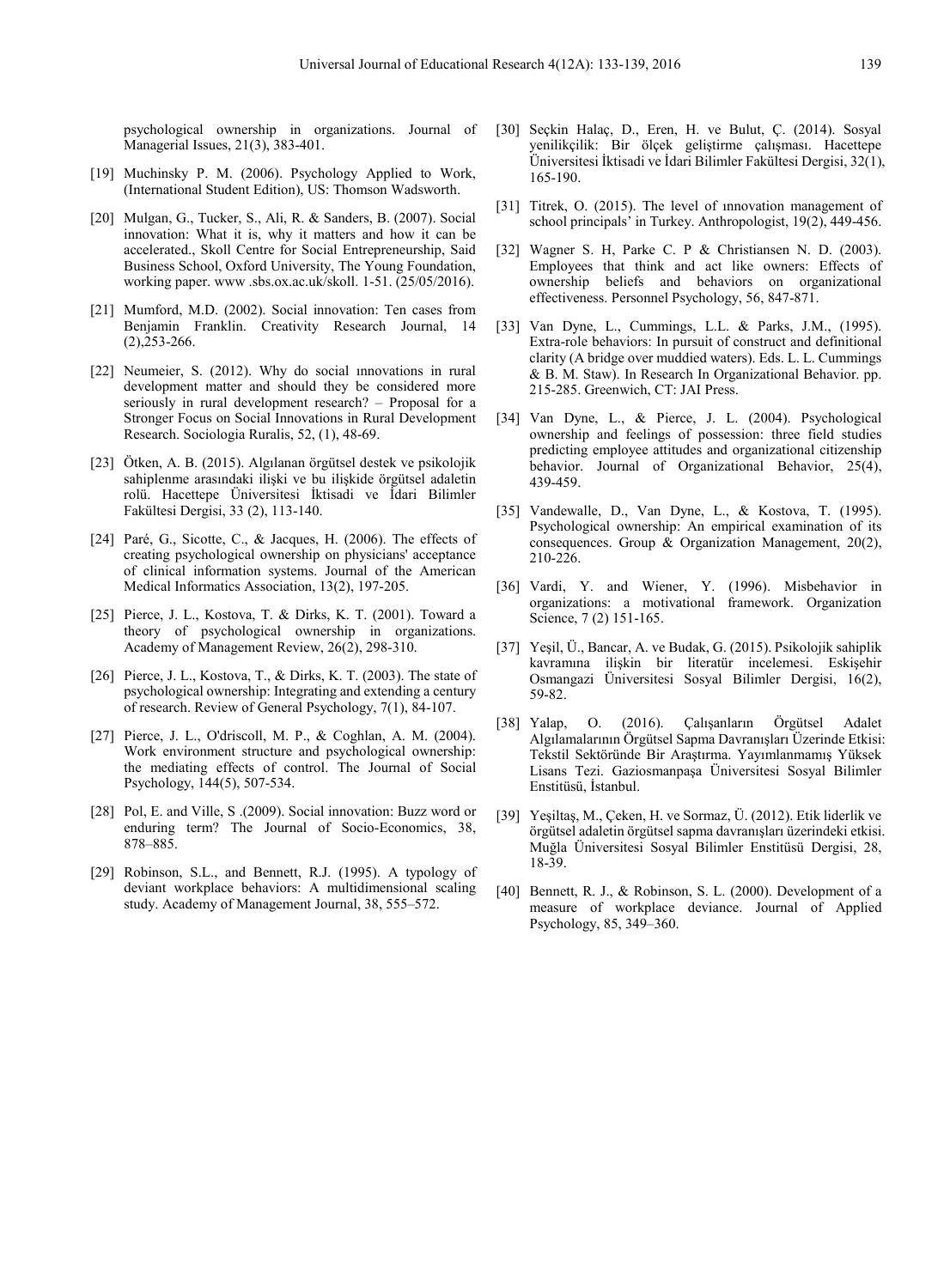psychological ownership in organizations. Journal of Managerial Issues, 21(3), 383-401.

[19] Muchinsky P. M. (2006). Psychology Applied to Work, (International Student Edition), US: Thomson Wadsworth.

[20] Mulgan, G., Tucker, S., Ali, R. & Sanders, B. (2007). Social innovation: What it is, why it matters and how it can be accelerated., Skoll Centre for Social Entrepreneurship, Said Business School, Oxford University, The Young Foundation, working paper. www .sbs.ox.ac.uk/skoll. 1-51. (25/05/2016).

[21] Mumford, M.D. (2002). Social innovation: Ten cases from Benjamin Franklin. Creativity Research Journal, 14 (2),253-266.

[22] Neumeier, S. (2012). Why do social ınnovations in rural development matter and should they be considered more seriously in rural development research? – Proposal for a Stronger Focus on Social Innovations in Rural Development Research. Sociologia Ruralis, 52, (1), 48-69.

[23] Ötken, A. B. (2015). Algılanan örgütsel destek ve psikolojik sahiplenme arasındaki ilişki ve bu ilişkide örgütsel adaletin rolü. Hacettepe Üniversitesi İktisadi ve İdari Bilimler Fakültesi Dergisi, 33 (2), 113-140.

[24] Paré, G., Sicotte, C., & Jacques, H. (2006). The effects of creating psychological ownership on physicians' acceptance of clinical information systems. Journal of the American Medical Informatics Association, 13(2), 197-205.

[25] Pierce, J. L., Kostova, T. & Dirks, K. T. (2001). Toward a theory of psychological ownership in organizations. Academy of Management Review, 26(2), 298-310.

[26] Pierce, J. L., Kostova, T., & Dirks, K. T. (2003). The state of psychological ownership: Integrating and extending a century of research. Review of General Psychology, 7(1), 84-107.

[27] Pierce, J. L., O'driscoll, M. P., & Coghlan, A. M. (2004). Work environment structure and psychological ownership: the mediating effects of control. The Journal of Social Psychology, 144(5), 507-534.

[28] Pol, E. and Ville, S .(2009). Social innovation: Buzz word or enduring term? The Journal of Socio-Economics, 38, 878–885.

[29] Robinson, S.L., and Bennett, R.J. (1995). A typology of deviant workplace behaviors: A multidimensional scaling study. Academy of Management Journal, 38, 555–572.

[30] Seçkin Halaç, D., Eren, H. ve Bulut, Ç. (2014). Sosyal yenilikçilik: Bir ölçek geliştirme çalışması. Hacettepe Üniversitesi İktisadi ve İdari Bilimler Fakültesi Dergisi, 32(1), 165-190.

[31] Titrek, O. (2015). The level of ınnovation management of school principals' in Turkey. Anthropologist, 19(2), 449-456.

[32] Wagner S. H, Parke C. P & Christiansen N. D. (2003). Employees that think and act like owners: Effects of ownership beliefs and behaviors on organizational effectiveness. Personnel Psychology, 56, 847-871.

[33] Van Dyne, L., Cummings, L.L. & Parks, J.M., (1995). Extra-role behaviors: In pursuit of construct and definitional clarity (A bridge over muddied waters). Eds. L. L. Cummings & B. M. Staw). In Research In Organizational Behavior. pp. 215-285. Greenwich, CT: JAI Press.

[34] Van Dyne, L., & Pierce, J. L. (2004). Psychological ownership and feelings of possession: three field studies predicting employee attitudes and organizational citizenship behavior. Journal of Organizational Behavior, 25(4), 439-459.

[35] Vandewalle, D., Van Dyne, L., & Kostova, T. (1995). Psychological ownership: An empirical examination of its consequences. Group & Organization Management, 20(2), 210-226.

[36] Vardi, Y. and Wiener, Y. (1996). Misbehavior in organizations: a motivational framework. Organization Science, 7 (2) 151-165.

[37] Yeşil, Ü., Bancar, A. ve Budak, G. (2015). Psikolojik sahiplik kavramına ilişkin bir literatür incelemesi. Eskişehir Osmangazi Üniversitesi Sosyal Bilimler Dergisi, 16(2), 59-82.

[38] Yalap, O. (2016). Çalışanların Örgütsel Adalet Algılamalarının Örgütsel Sapma Davranışları Üzerinde Etkisi: Tekstil Sektöründe Bir Araştırma. Yayımlanmamış Yüksek Lisans Tezi. Gaziosmanpaşa Üniversitesi Sosyal Bilimler Enstitüsü, İstanbul.

[39] Yeşiltaş, M., Çeken, H. ve Sormaz, Ü. (2012). Etik liderlik ve örgütsel adaletin örgütsel sapma davranışları üzerindeki etkisi. Muğla Üniversitesi Sosyal Bilimler Enstitüsü Dergisi, 28, 18-39.

[40] Bennett, R. J., & Robinson, S. L. (2000). Development of a measure of workplace deviance. Journal of Applied Psychology, 85, 349–360.